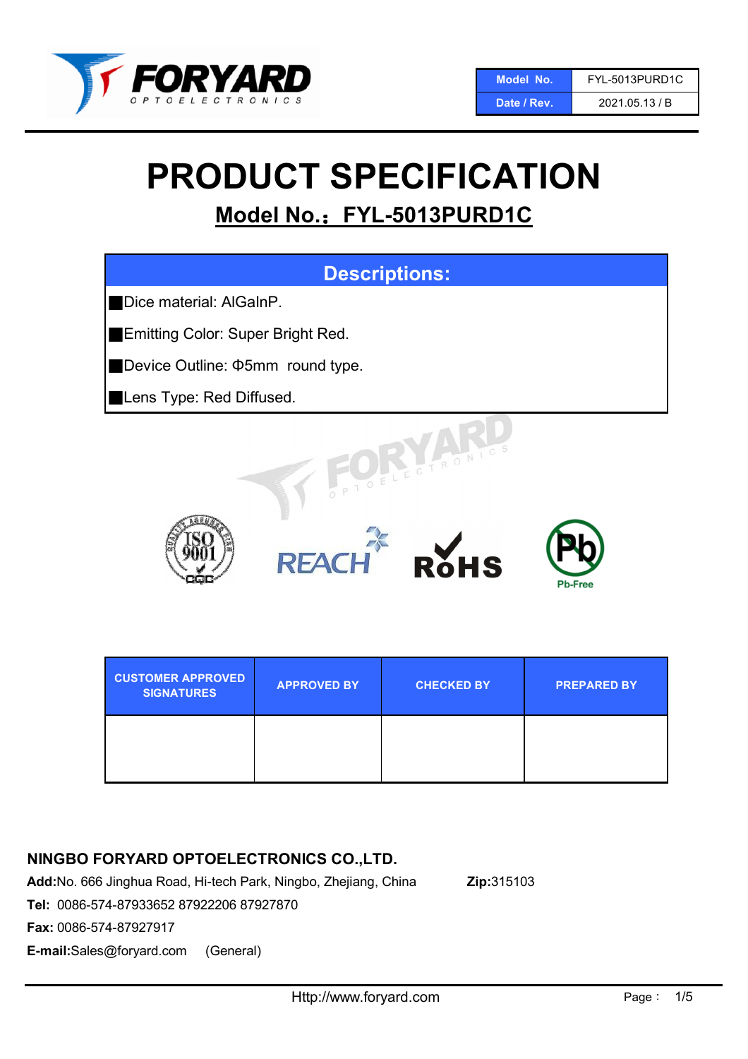| Model No. | FYL-5013PURD1C |
|---|---|
| Date / Rev. | 2021.05.13 / B |

# PRODUCT SPECIFICATION

## Model No.：FYL-5013PURD1C

| Descriptions: |
|---|
| ■Dice material: AlGaInP. |
| ■Emitting Color: Super Bright Red. |
| ■Device Outline: Φ5mm round type. |
| ■Lens Type: Red Diffused. |

| CUSTOMER APPROVED SIGNATURES | APPROVED BY | CHECKED BY | PREPARED BY |
|---|---|---|---|
| | | | |

**NINGBO FORYARD OPTOELECTRONICS CO.,LTD.**

**Add:**No. 666 Jinghua Road, Hi-tech Park, Ningbo, Zhejiang, China **Zip:**315103

**Tel:** 0086-574-87933652 87922206 87927870

**Fax:** 0086-574-87927917

**E-mail:**Sales@foryard.com (General)

Http://www.foryard.com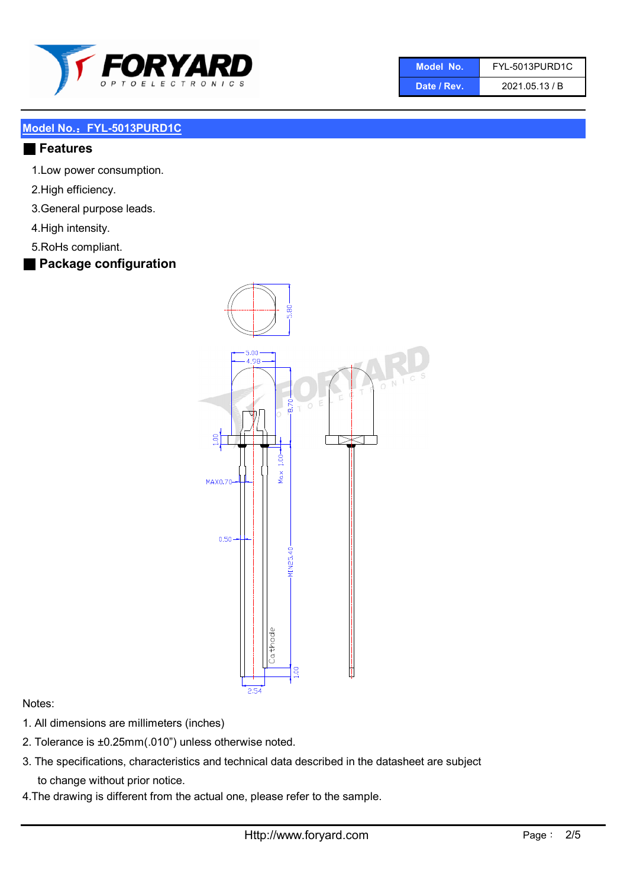| Model No. | FYL-5013PURD1C |
| --- | --- |
| Date / Rev. | 2021.05.13 / B |

## Model No.：FYL-5013PURD1C

### Features

1.Low power consumption.

2.High efficiency.

3.General purpose leads.

4.High intensity.

5.RoHs compliant.

### Package configuration

Notes:

1. All dimensions are millimeters (inches)
2. Tolerance is ±0.25mm(.010") unless otherwise noted.
3. The specifications, characteristics and technical data described in the datasheet are subject to change without prior notice.
4. The drawing is different from the actual one, please refer to the sample.

Http://www.foryard.com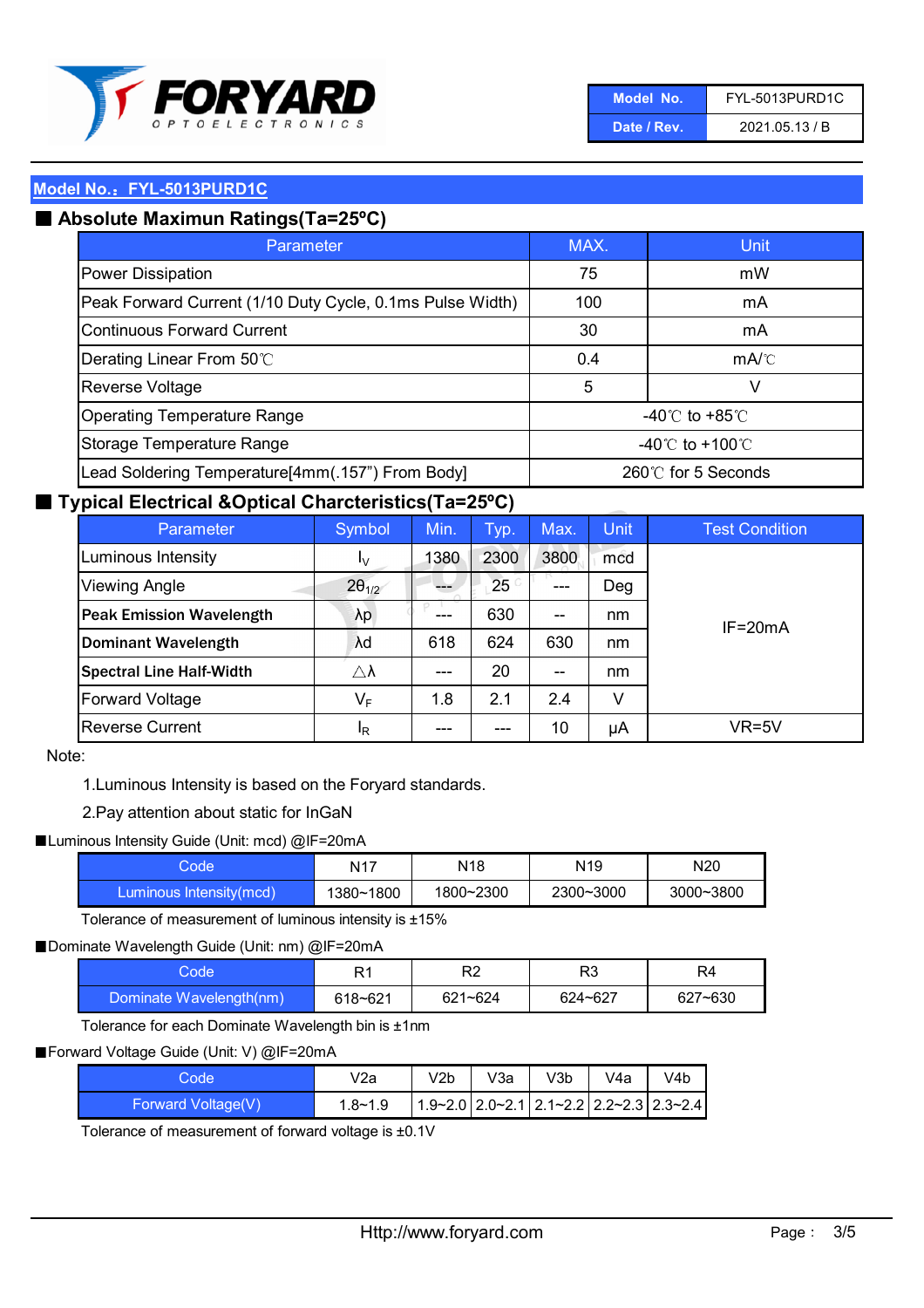| Model No. | FYL-5013PURD1C |
| --- | --- |
| Date / Rev. | 2021.05.13 / B |

## Model No.：FYL-5013PURD1C

### ■ Absolute Maximun Ratings(Ta=25ºC)

| Parameter | MAX. | Unit |
| --- | --- | --- |
| Power Dissipation | 75 | mW |
| Peak Forward Current (1/10 Duty Cycle, 0.1ms Pulse Width) | 100 | mA |
| Continuous Forward Current | 30 | mA |
| Derating Linear From 50℃ | 0.4 | mA/℃ |
| Reverse Voltage | 5 | V |
| Operating Temperature Range | -40℃ to +85℃ | |
| Storage Temperature Range | -40℃ to +100℃ | |
| Lead Soldering Temperature[4mm(.157") From Body] | 260℃ for 5 Seconds | |

### ■ Typical Electrical &Optical Charcteristics(Ta=25ºC)

| Parameter | Symbol | Min. | Typ. | Max. | Unit | Test Condition |
| --- | --- | --- | --- | --- | --- | --- |
| Luminous Intensity | $I_V$ | 1380 | 2300 | 3800 | mcd | IF=20mA |
| Viewing Angle | $2\theta_{1/2}$ | --- | 25 | --- | Deg | |
| **Peak Emission Wavelength** | λp | --- | 630 | -- | nm | |
| **Dominant Wavelength** | λd | 618 | 624 | 630 | nm | |
| **Spectral Line Half-Width** | △λ | --- | 20 | -- | nm | |
| Forward Voltage | $V_F$ | 1.8 | 2.1 | 2.4 | V | |
| Reverse Current | $I_R$ | --- | --- | 10 | μA | VR=5V |

Note:

1.Luminous Intensity is based on the Foryard standards.

2.Pay attention about static for InGaN

■Luminous Intensity Guide (Unit: mcd) @IF=20mA

| Code | N17 | N18 | N19 | N20 |
| --- | --- | --- | --- | --- |
| Luminous Intensity(mcd) | 1380~1800 | 1800~2300 | 2300~3000 | 3000~3800 |

Tolerance of measurement of luminous intensity is ±15%

■Dominate Wavelength Guide (Unit: nm) @IF=20mA

| Code | R1 | R2 | R3 | R4 |
| --- | --- | --- | --- | --- |
| Dominate Wavelength(nm) | 618~621 | 621~624 | 624~627 | 627~630 |

Tolerance for each Dominate Wavelength bin is ±1nm

■Forward Voltage Guide (Unit: V) @IF=20mA

| Code | V2a | V2b | V3a | V3b | V4a | V4b |
| --- | --- | --- | --- | --- | --- | --- |
| Forward Voltage(V) | 1.8~1.9 | 1.9~2.0 | 2.0~2.1 | 2.1~2.2 | 2.2~2.3 | 2.3~2.4 |

Tolerance of measurement of forward voltage is ±0.1V

Http://www.foryard.com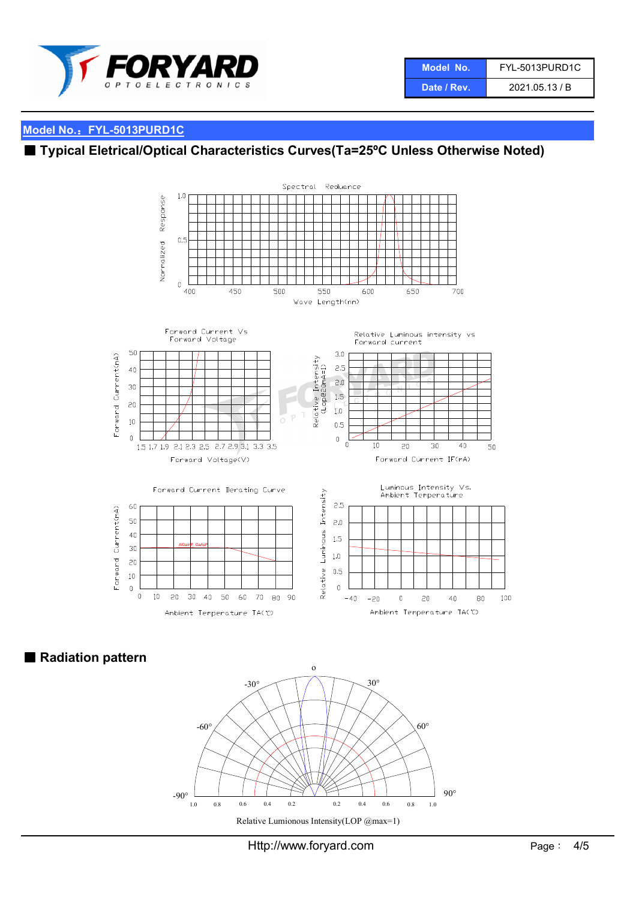| Model No. | FYL-5013PURD1C |
| --- | --- |
| Date / Rev. | 2021.05.13 / B |

## Model No.：FYL-5013PURD1C

## ■ Typical Eletrical/Optical Characteristics Curves(Ta=25ºC Unless Otherwise Noted)

Spectral Reduance

Normalized Response

Wave Length(nm)

Forward Current Vs Forward Voltage

Forward Current(mA)

Forward Voltage(V)

Relative Luminous intensity vs Forward current

Relative Intensity (Lop@20mA=1)

Forward Current IF(mA)

Forward Current Derating Curve

Forward Current(mA)

AlGaInP GaAsP

Ambient Temperature TA(℃)

Luminous Intensity Vs. Ambient Temperature

Relative Luminous Intensity

Ambient Temperature TA(℃)

## ■ Radiation pattern

Relative Lumionous Intensity(LOP @max=1)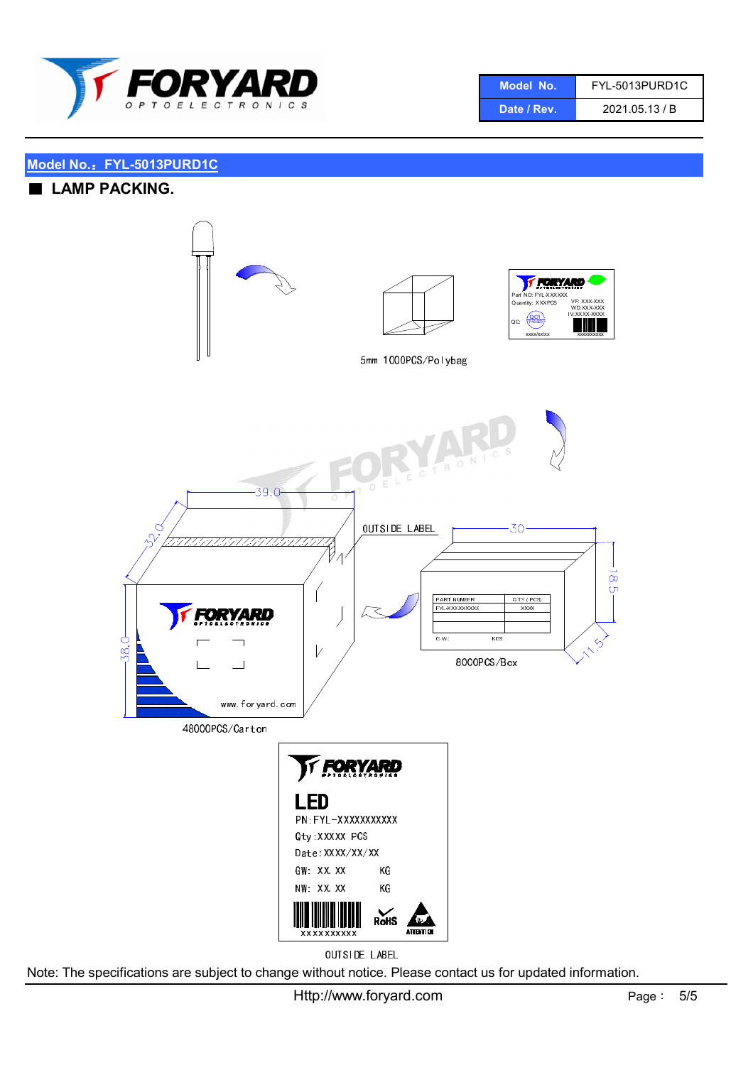| Model No. | FYL-5013PURD1C |
|---|---|
| Date / Rev. | 2021.05.13 / B |

## Model No.：FYL-5013PURD1C

### ■ LAMP PACKING.

5mm 1000PCS/Polybag

Part NO: FYL-XXXXXX
Quantity: XXXPCS
VF: XXX-XXX
WD:XXX-XXX
IV:XXXX-XXXX
QC:

39.0
32.0
38.0
OUTSIDE LABEL
30
18.5
11.5

| PART NUMBER | QTY (PCS) |
|---|---|
| FYL-XXXXXXXXX | XXXX |

G.W: KGS

www.foryard.com

48000PCS/Carton

8000PCS/Box

LED
PN:FYL-XXXXXXXXXX
Qty:XXXXX PCS
Date:XXXX/XX/XX
GW: XX.XX KG
NW: XX.XX KG
XXXXXXXXXX
RoHS
ATTENTION

OUTSIDE LABEL

Note: The specifications are subject to change without notice. Please contact us for updated information.

Http://www.foryard.com